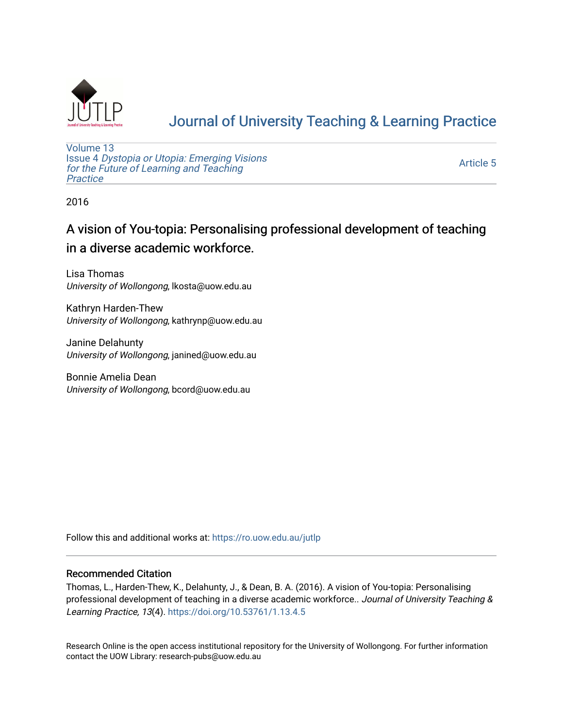# Journal of University Teaching & Learning Practice

Volume 13
Issue 4 *Dystopia or Utopia: Emerging Visions for the Future of Learning and Teaching Practice*

Article 5

2016

## A vision of You-topia: Personalising professional development of teaching in a diverse academic workforce.

Lisa Thomas
*University of Wollongong*, lkosta@uow.edu.au

Kathryn Harden-Thew
*University of Wollongong*, kathrynp@uow.edu.au

Janine Delahunty
*University of Wollongong*, janined@uow.edu.au

Bonnie Amelia Dean
*University of Wollongong*, bcord@uow.edu.au

Follow this and additional works at: https://ro.uow.edu.au/jutlp

### Recommended Citation

Thomas, L., Harden-Thew, K., Delahunty, J., & Dean, B. A. (2016). A vision of You-topia: Personalising professional development of teaching in a diverse academic workforce.. *Journal of University Teaching & Learning Practice, 13*(4). https://doi.org/10.53761/1.13.4.5

Research Online is the open access institutional repository for the University of Wollongong. For further information contact the UOW Library: research-pubs@uow.edu.au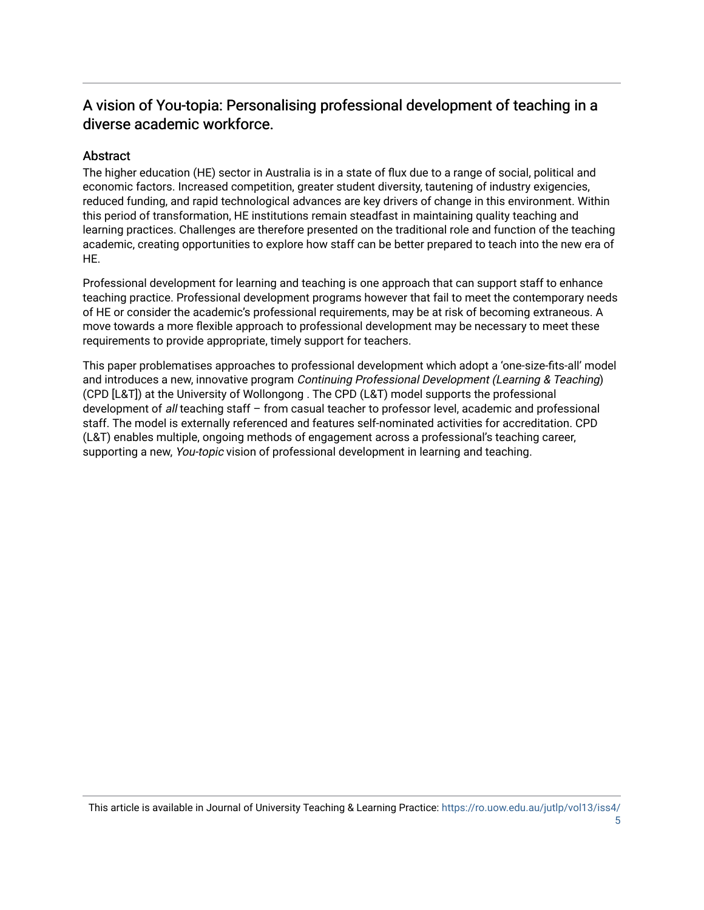## A vision of You-topia: Personalising professional development of teaching in a diverse academic workforce.

### Abstract

The higher education (HE) sector in Australia is in a state of flux due to a range of social, political and economic factors. Increased competition, greater student diversity, tautening of industry exigencies, reduced funding, and rapid technological advances are key drivers of change in this environment. Within this period of transformation, HE institutions remain steadfast in maintaining quality teaching and learning practices. Challenges are therefore presented on the traditional role and function of the teaching academic, creating opportunities to explore how staff can be better prepared to teach into the new era of HE.

Professional development for learning and teaching is one approach that can support staff to enhance teaching practice. Professional development programs however that fail to meet the contemporary needs of HE or consider the academic's professional requirements, may be at risk of becoming extraneous. A move towards a more flexible approach to professional development may be necessary to meet these requirements to provide appropriate, timely support for teachers.

This paper problematises approaches to professional development which adopt a 'one-size-fits-all' model and introduces a new, innovative program *Continuing Professional Development (Learning & Teaching)* (CPD [L&T]) at the University of Wollongong . The CPD (L&T) model supports the professional development of *all* teaching staff – from casual teacher to professor level, academic and professional staff. The model is externally referenced and features self-nominated activities for accreditation. CPD (L&T) enables multiple, ongoing methods of engagement across a professional's teaching career, supporting a new, *You-topic* vision of professional development in learning and teaching.

This article is available in Journal of University Teaching & Learning Practice: https://ro.uow.edu.au/jutlp/vol13/iss4/5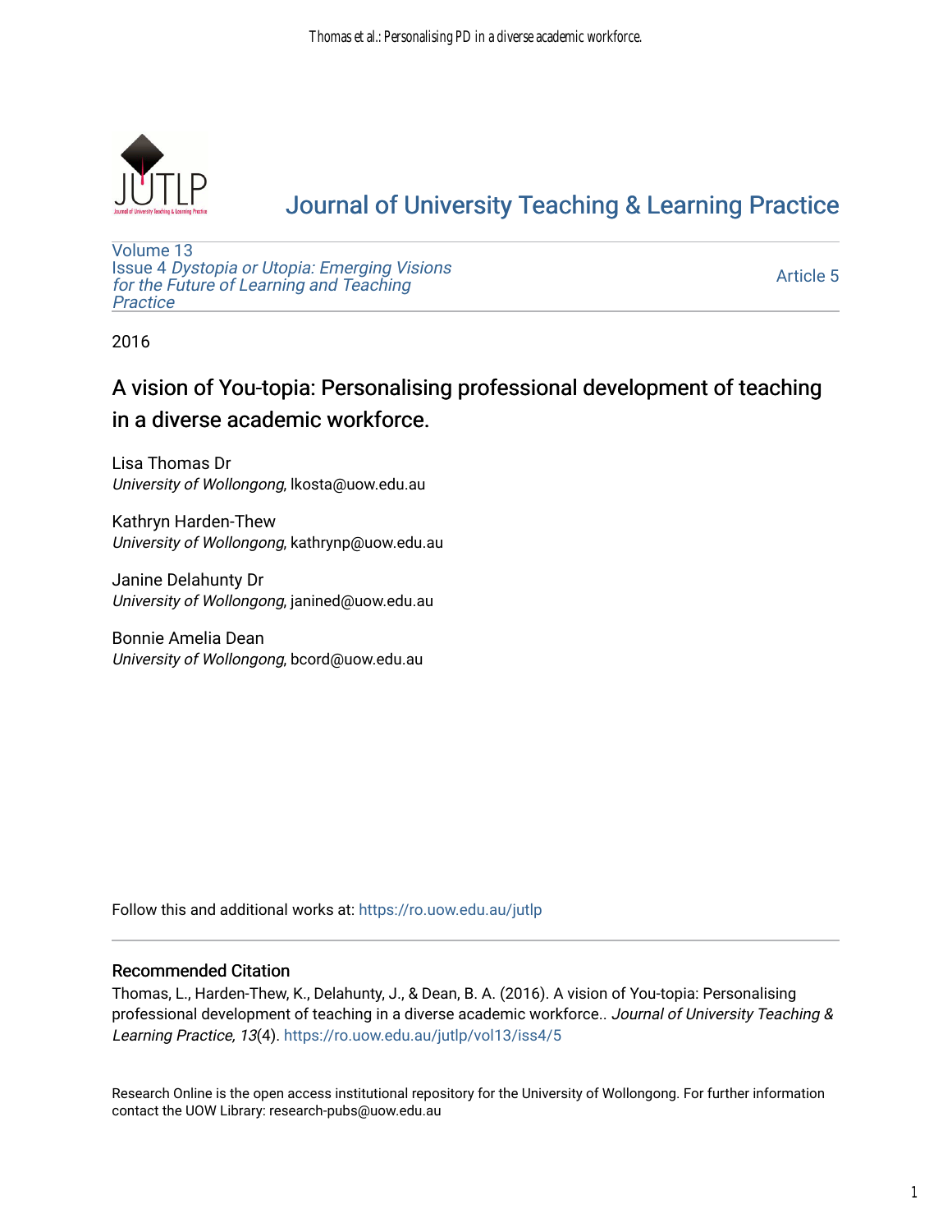Journal of University Teaching & Learning Practice

Volume 13
Issue 4 *Dystopia or Utopia: Emerging Visions for the Future of Learning and Teaching Practice*

Article 5

2016

# A vision of You-topia: Personalising professional development of teaching in a diverse academic workforce.

Lisa Thomas Dr
*University of Wollongong*, lkosta@uow.edu.au

Kathryn Harden-Thew
*University of Wollongong*, kathrynp@uow.edu.au

Janine Delahunty Dr
*University of Wollongong*, janined@uow.edu.au

Bonnie Amelia Dean
*University of Wollongong*, bcord@uow.edu.au

Follow this and additional works at: https://ro.uow.edu.au/jutlp

## Recommended Citation

Thomas, L., Harden-Thew, K., Delahunty, J., & Dean, B. A. (2016). A vision of You-topia: Personalising professional development of teaching in a diverse academic workforce.. *Journal of University Teaching & Learning Practice, 13*(4). https://ro.uow.edu.au/jutlp/vol13/iss4/5

Research Online is the open access institutional repository for the University of Wollongong. For further information contact the UOW Library: research-pubs@uow.edu.au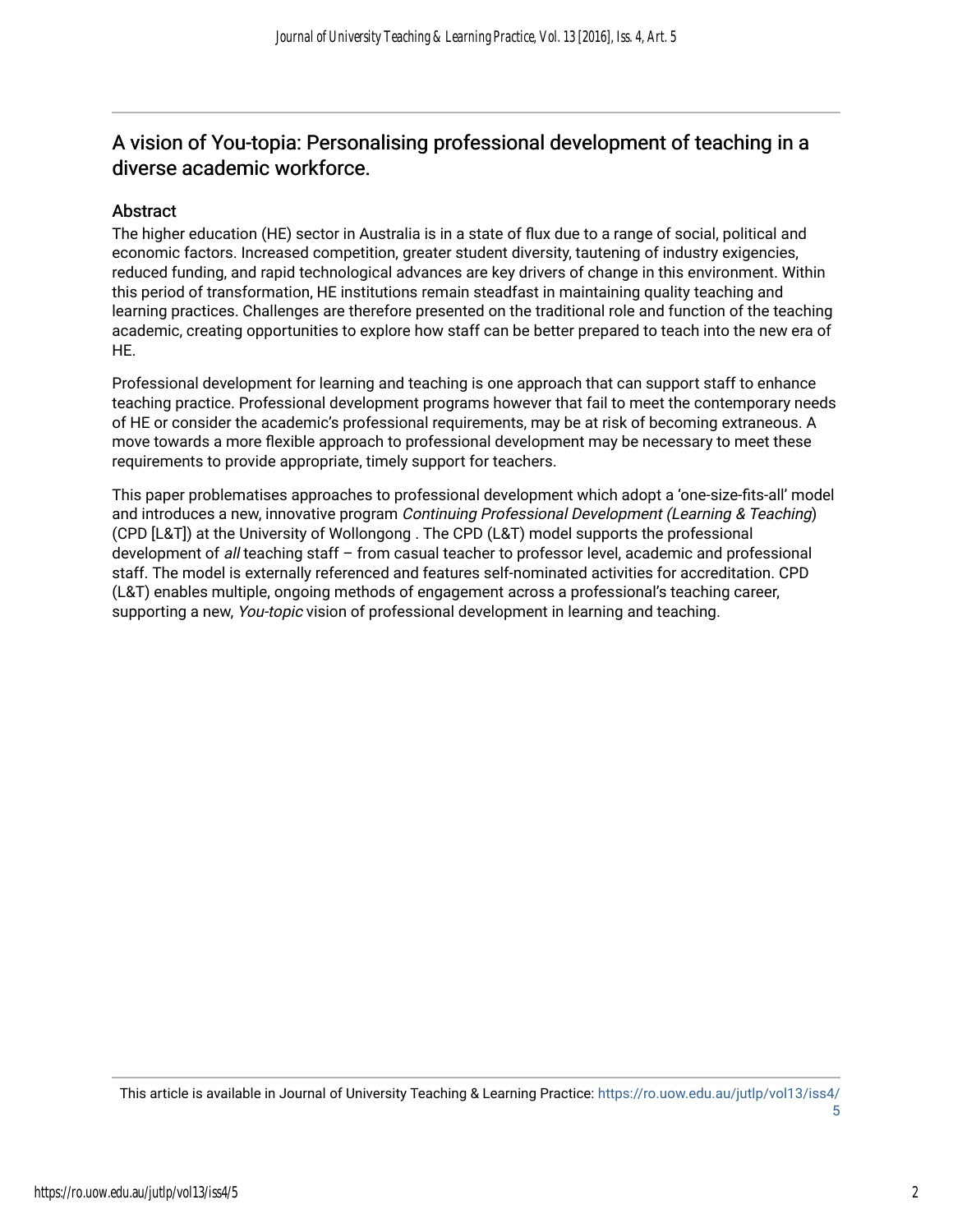## A vision of You-topia: Personalising professional development of teaching in a diverse academic workforce.

### Abstract

The higher education (HE) sector in Australia is in a state of flux due to a range of social, political and economic factors. Increased competition, greater student diversity, tautening of industry exigencies, reduced funding, and rapid technological advances are key drivers of change in this environment. Within this period of transformation, HE institutions remain steadfast in maintaining quality teaching and learning practices. Challenges are therefore presented on the traditional role and function of the teaching academic, creating opportunities to explore how staff can be better prepared to teach into the new era of HE.

Professional development for learning and teaching is one approach that can support staff to enhance teaching practice. Professional development programs however that fail to meet the contemporary needs of HE or consider the academic's professional requirements, may be at risk of becoming extraneous. A move towards a more flexible approach to professional development may be necessary to meet these requirements to provide appropriate, timely support for teachers.

This paper problematises approaches to professional development which adopt a 'one-size-fits-all' model and introduces a new, innovative program *Continuing Professional Development (Learning & Teaching)* (CPD [L&T]) at the University of Wollongong . The CPD (L&T) model supports the professional development of *all* teaching staff – from casual teacher to professor level, academic and professional staff. The model is externally referenced and features self-nominated activities for accreditation. CPD (L&T) enables multiple, ongoing methods of engagement across a professional's teaching career, supporting a new, *You-topic* vision of professional development in learning and teaching.

This article is available in Journal of University Teaching & Learning Practice: https://ro.uow.edu.au/jutlp/vol13/iss4/5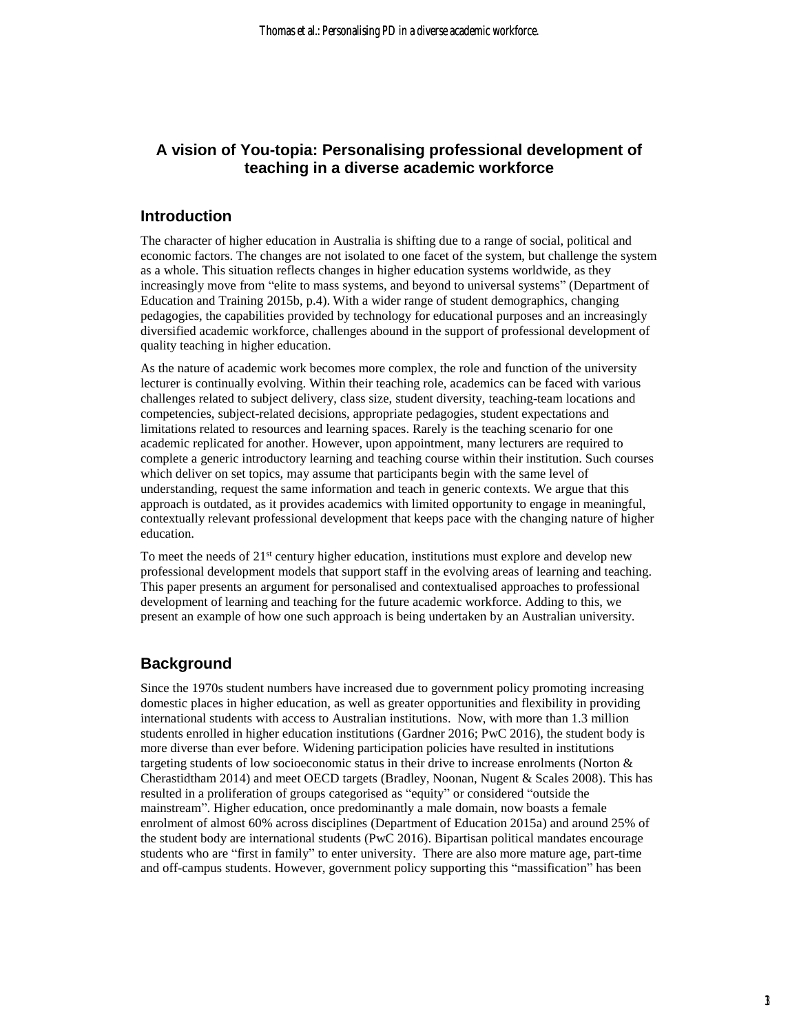## A vision of You-topia: Personalising professional development of teaching in a diverse academic workforce

### Introduction

The character of higher education in Australia is shifting due to a range of social, political and economic factors. The changes are not isolated to one facet of the system, but challenge the system as a whole. This situation reflects changes in higher education systems worldwide, as they increasingly move from "elite to mass systems, and beyond to universal systems" (Department of Education and Training 2015b, p.4). With a wider range of student demographics, changing pedagogies, the capabilities provided by technology for educational purposes and an increasingly diversified academic workforce, challenges abound in the support of professional development of quality teaching in higher education.

As the nature of academic work becomes more complex, the role and function of the university lecturer is continually evolving. Within their teaching role, academics can be faced with various challenges related to subject delivery, class size, student diversity, teaching-team locations and competencies, subject-related decisions, appropriate pedagogies, student expectations and limitations related to resources and learning spaces. Rarely is the teaching scenario for one academic replicated for another. However, upon appointment, many lecturers are required to complete a generic introductory learning and teaching course within their institution. Such courses which deliver on set topics, may assume that participants begin with the same level of understanding, request the same information and teach in generic contexts. We argue that this approach is outdated, as it provides academics with limited opportunity to engage in meaningful, contextually relevant professional development that keeps pace with the changing nature of higher education.

To meet the needs of 21st century higher education, institutions must explore and develop new professional development models that support staff in the evolving areas of learning and teaching. This paper presents an argument for personalised and contextualised approaches to professional development of learning and teaching for the future academic workforce. Adding to this, we present an example of how one such approach is being undertaken by an Australian university.

### Background

Since the 1970s student numbers have increased due to government policy promoting increasing domestic places in higher education, as well as greater opportunities and flexibility in providing international students with access to Australian institutions. Now, with more than 1.3 million students enrolled in higher education institutions (Gardner 2016; PwC 2016), the student body is more diverse than ever before. Widening participation policies have resulted in institutions targeting students of low socioeconomic status in their drive to increase enrolments (Norton & Cherastidtham 2014) and meet OECD targets (Bradley, Noonan, Nugent & Scales 2008). This has resulted in a proliferation of groups categorised as "equity" or considered "outside the mainstream". Higher education, once predominantly a male domain, now boasts a female enrolment of almost 60% across disciplines (Department of Education 2015a) and around 25% of the student body are international students (PwC 2016). Bipartisan political mandates encourage students who are "first in family" to enter university. There are also more mature age, part-time and off-campus students. However, government policy supporting this "massification" has been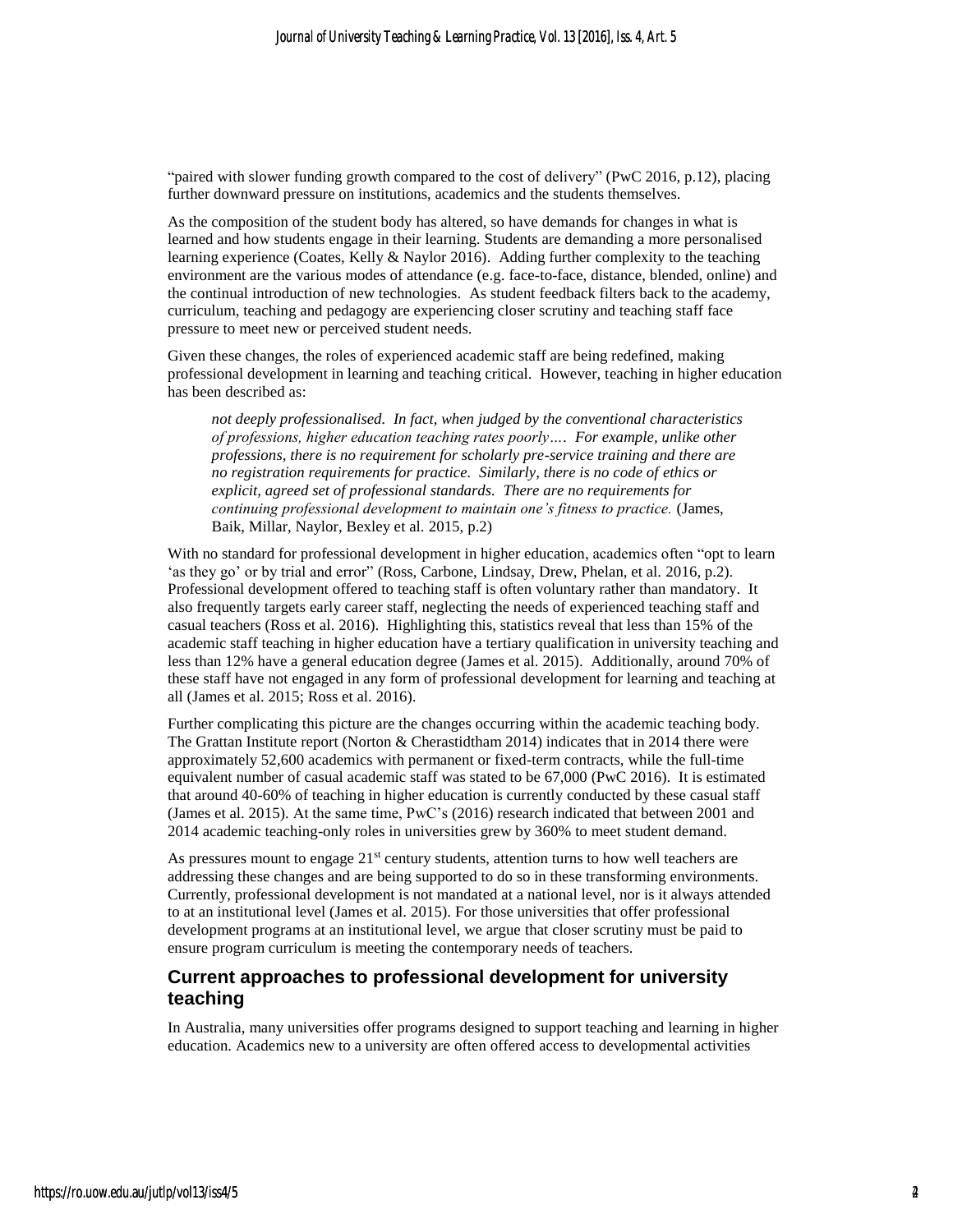"paired with slower funding growth compared to the cost of delivery" (PwC 2016, p.12), placing further downward pressure on institutions, academics and the students themselves.

As the composition of the student body has altered, so have demands for changes in what is learned and how students engage in their learning. Students are demanding a more personalised learning experience (Coates, Kelly & Naylor 2016). Adding further complexity to the teaching environment are the various modes of attendance (e.g. face-to-face, distance, blended, online) and the continual introduction of new technologies. As student feedback filters back to the academy, curriculum, teaching and pedagogy are experiencing closer scrutiny and teaching staff face pressure to meet new or perceived student needs.

Given these changes, the roles of experienced academic staff are being redefined, making professional development in learning and teaching critical. However, teaching in higher education has been described as:

> *not deeply professionalised. In fact, when judged by the conventional characteristics of professions, higher education teaching rates poorly…. For example, unlike other professions, there is no requirement for scholarly pre-service training and there are no registration requirements for practice. Similarly, there is no code of ethics or explicit, agreed set of professional standards. There are no requirements for continuing professional development to maintain one's fitness to practice.* (James, Baik, Millar, Naylor, Bexley et al. 2015, p.2)

With no standard for professional development in higher education, academics often "opt to learn 'as they go' or by trial and error" (Ross, Carbone, Lindsay, Drew, Phelan, et al. 2016, p.2). Professional development offered to teaching staff is often voluntary rather than mandatory. It also frequently targets early career staff, neglecting the needs of experienced teaching staff and casual teachers (Ross et al. 2016). Highlighting this, statistics reveal that less than 15% of the academic staff teaching in higher education have a tertiary qualification in university teaching and less than 12% have a general education degree (James et al. 2015). Additionally, around 70% of these staff have not engaged in any form of professional development for learning and teaching at all (James et al. 2015; Ross et al. 2016).

Further complicating this picture are the changes occurring within the academic teaching body. The Grattan Institute report (Norton & Cherastidtham 2014) indicates that in 2014 there were approximately 52,600 academics with permanent or fixed-term contracts, while the full-time equivalent number of casual academic staff was stated to be 67,000 (PwC 2016). It is estimated that around 40-60% of teaching in higher education is currently conducted by these casual staff (James et al. 2015). At the same time, PwC's (2016) research indicated that between 2001 and 2014 academic teaching-only roles in universities grew by 360% to meet student demand.

As pressures mount to engage 21st century students, attention turns to how well teachers are addressing these changes and are being supported to do so in these transforming environments. Currently, professional development is not mandated at a national level, nor is it always attended to at an institutional level (James et al. 2015). For those universities that offer professional development programs at an institutional level, we argue that closer scrutiny must be paid to ensure program curriculum is meeting the contemporary needs of teachers.

## Current approaches to professional development for university teaching

In Australia, many universities offer programs designed to support teaching and learning in higher education. Academics new to a university are often offered access to developmental activities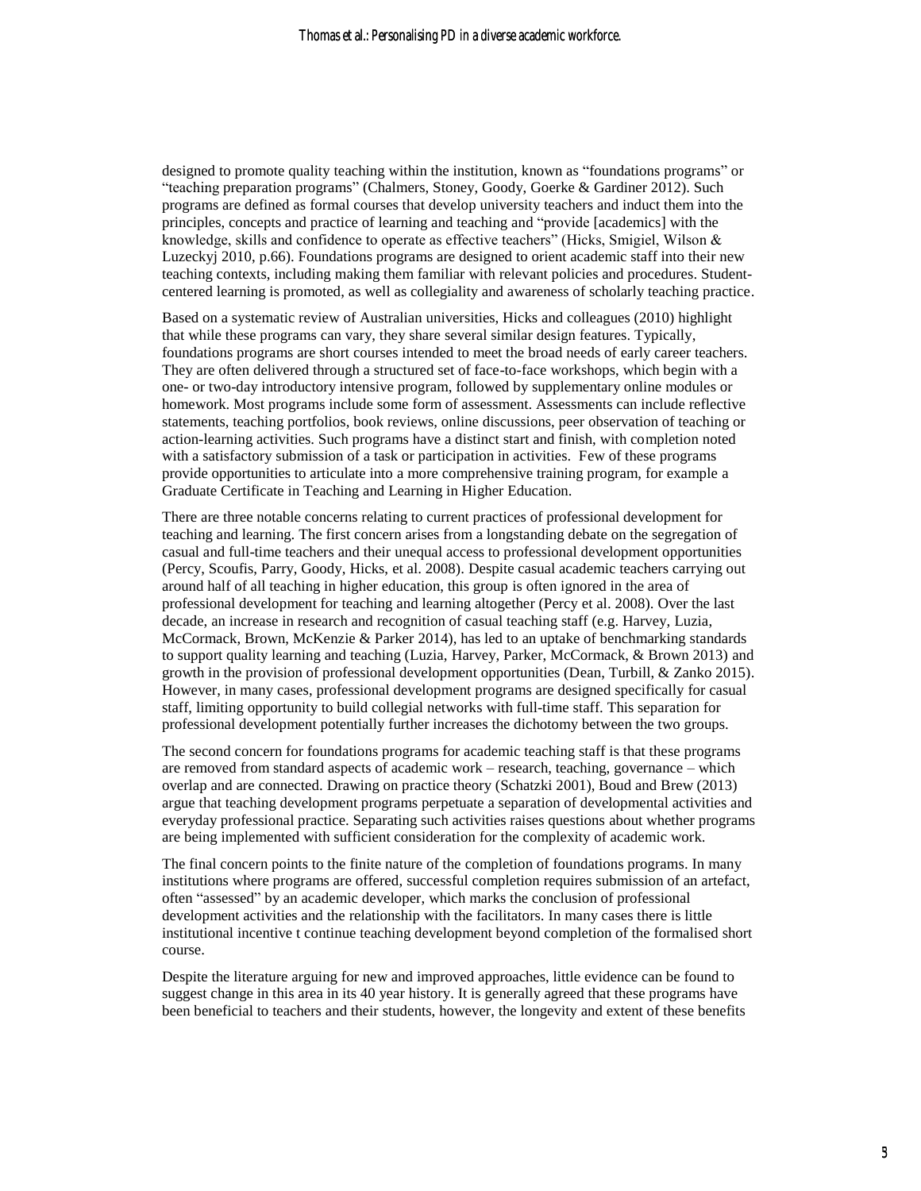designed to promote quality teaching within the institution, known as "foundations programs" or "teaching preparation programs" (Chalmers, Stoney, Goody, Goerke & Gardiner 2012). Such programs are defined as formal courses that develop university teachers and induct them into the principles, concepts and practice of learning and teaching and "provide [academics] with the knowledge, skills and confidence to operate as effective teachers" (Hicks, Smigiel, Wilson & Luzeckyj 2010, p.66). Foundations programs are designed to orient academic staff into their new teaching contexts, including making them familiar with relevant policies and procedures. Student-centered learning is promoted, as well as collegiality and awareness of scholarly teaching practice.

Based on a systematic review of Australian universities, Hicks and colleagues (2010) highlight that while these programs can vary, they share several similar design features. Typically, foundations programs are short courses intended to meet the broad needs of early career teachers. They are often delivered through a structured set of face-to-face workshops, which begin with a one- or two-day introductory intensive program, followed by supplementary online modules or homework. Most programs include some form of assessment. Assessments can include reflective statements, teaching portfolios, book reviews, online discussions, peer observation of teaching or action-learning activities. Such programs have a distinct start and finish, with completion noted with a satisfactory submission of a task or participation in activities. Few of these programs provide opportunities to articulate into a more comprehensive training program, for example a Graduate Certificate in Teaching and Learning in Higher Education.

There are three notable concerns relating to current practices of professional development for teaching and learning. The first concern arises from a longstanding debate on the segregation of casual and full-time teachers and their unequal access to professional development opportunities (Percy, Scoufis, Parry, Goody, Hicks, et al. 2008). Despite casual academic teachers carrying out around half of all teaching in higher education, this group is often ignored in the area of professional development for teaching and learning altogether (Percy et al. 2008). Over the last decade, an increase in research and recognition of casual teaching staff (e.g. Harvey, Luzia, McCormack, Brown, McKenzie & Parker 2014), has led to an uptake of benchmarking standards to support quality learning and teaching (Luzia, Harvey, Parker, McCormack, & Brown 2013) and growth in the provision of professional development opportunities (Dean, Turbill, & Zanko 2015). However, in many cases, professional development programs are designed specifically for casual staff, limiting opportunity to build collegial networks with full-time staff. This separation for professional development potentially further increases the dichotomy between the two groups.

The second concern for foundations programs for academic teaching staff is that these programs are removed from standard aspects of academic work – research, teaching, governance – which overlap and are connected. Drawing on practice theory (Schatzki 2001), Boud and Brew (2013) argue that teaching development programs perpetuate a separation of developmental activities and everyday professional practice. Separating such activities raises questions about whether programs are being implemented with sufficient consideration for the complexity of academic work.

The final concern points to the finite nature of the completion of foundations programs. In many institutions where programs are offered, successful completion requires submission of an artefact, often "assessed" by an academic developer, which marks the conclusion of professional development activities and the relationship with the facilitators. In many cases there is little institutional incentive t continue teaching development beyond completion of the formalised short course.

Despite the literature arguing for new and improved approaches, little evidence can be found to suggest change in this area in its 40 year history. It is generally agreed that these programs have been beneficial to teachers and their students, however, the longevity and extent of these benefits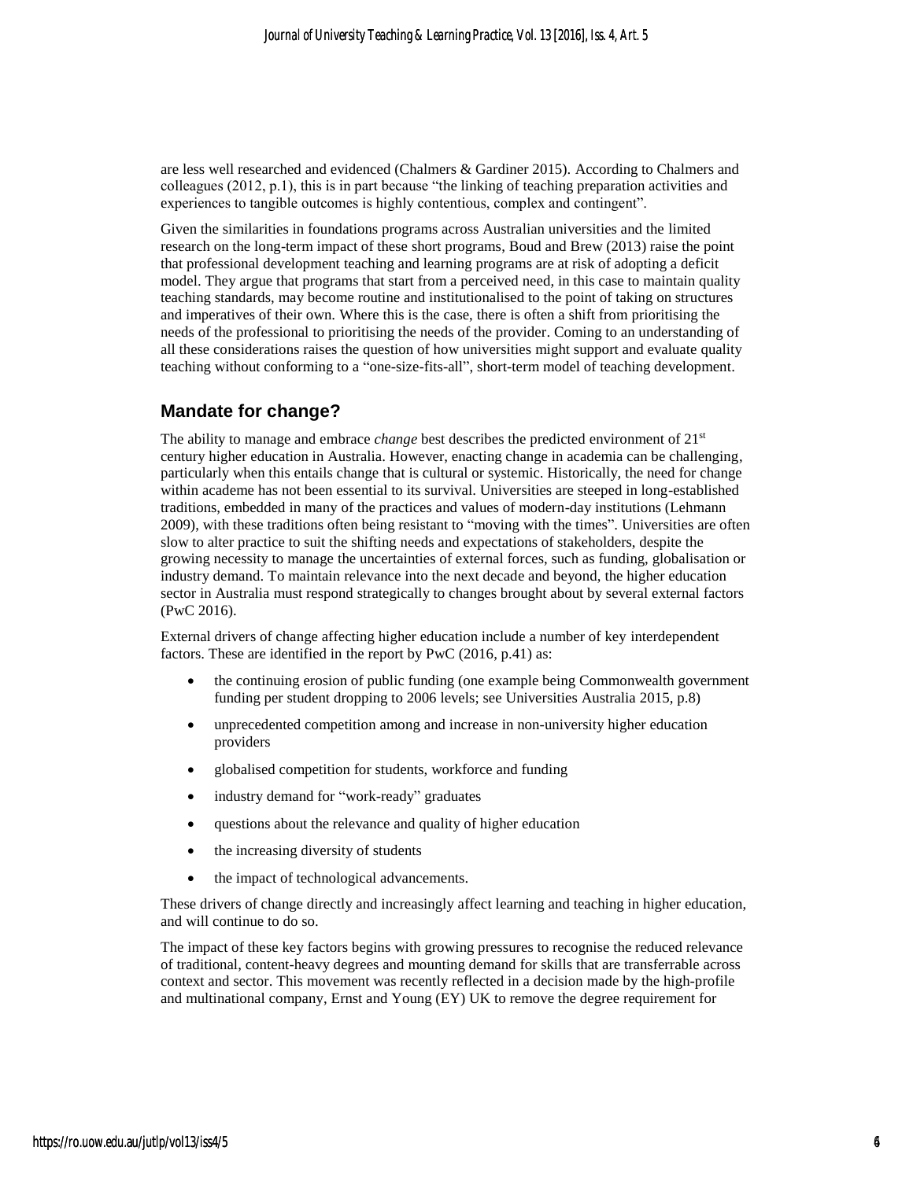are less well researched and evidenced (Chalmers & Gardiner 2015). According to Chalmers and colleagues (2012, p.1), this is in part because "the linking of teaching preparation activities and experiences to tangible outcomes is highly contentious, complex and contingent".

Given the similarities in foundations programs across Australian universities and the limited research on the long-term impact of these short programs, Boud and Brew (2013) raise the point that professional development teaching and learning programs are at risk of adopting a deficit model. They argue that programs that start from a perceived need, in this case to maintain quality teaching standards, may become routine and institutionalised to the point of taking on structures and imperatives of their own. Where this is the case, there is often a shift from prioritising the needs of the professional to prioritising the needs of the provider. Coming to an understanding of all these considerations raises the question of how universities might support and evaluate quality teaching without conforming to a "one-size-fits-all", short-term model of teaching development.

## Mandate for change?

The ability to manage and embrace *change* best describes the predicted environment of 21st century higher education in Australia. However, enacting change in academia can be challenging, particularly when this entails change that is cultural or systemic. Historically, the need for change within academe has not been essential to its survival. Universities are steeped in long-established traditions, embedded in many of the practices and values of modern-day institutions (Lehmann 2009), with these traditions often being resistant to "moving with the times". Universities are often slow to alter practice to suit the shifting needs and expectations of stakeholders, despite the growing necessity to manage the uncertainties of external forces, such as funding, globalisation or industry demand. To maintain relevance into the next decade and beyond, the higher education sector in Australia must respond strategically to changes brought about by several external factors (PwC 2016).

External drivers of change affecting higher education include a number of key interdependent factors. These are identified in the report by PwC (2016, p.41) as:

- the continuing erosion of public funding (one example being Commonwealth government funding per student dropping to 2006 levels; see Universities Australia 2015, p.8)
- unprecedented competition among and increase in non-university higher education providers
- globalised competition for students, workforce and funding
- industry demand for "work-ready" graduates
- questions about the relevance and quality of higher education
- the increasing diversity of students
- the impact of technological advancements.

These drivers of change directly and increasingly affect learning and teaching in higher education, and will continue to do so.

The impact of these key factors begins with growing pressures to recognise the reduced relevance of traditional, content-heavy degrees and mounting demand for skills that are transferrable across context and sector. This movement was recently reflected in a decision made by the high-profile and multinational company, Ernst and Young (EY) UK to remove the degree requirement for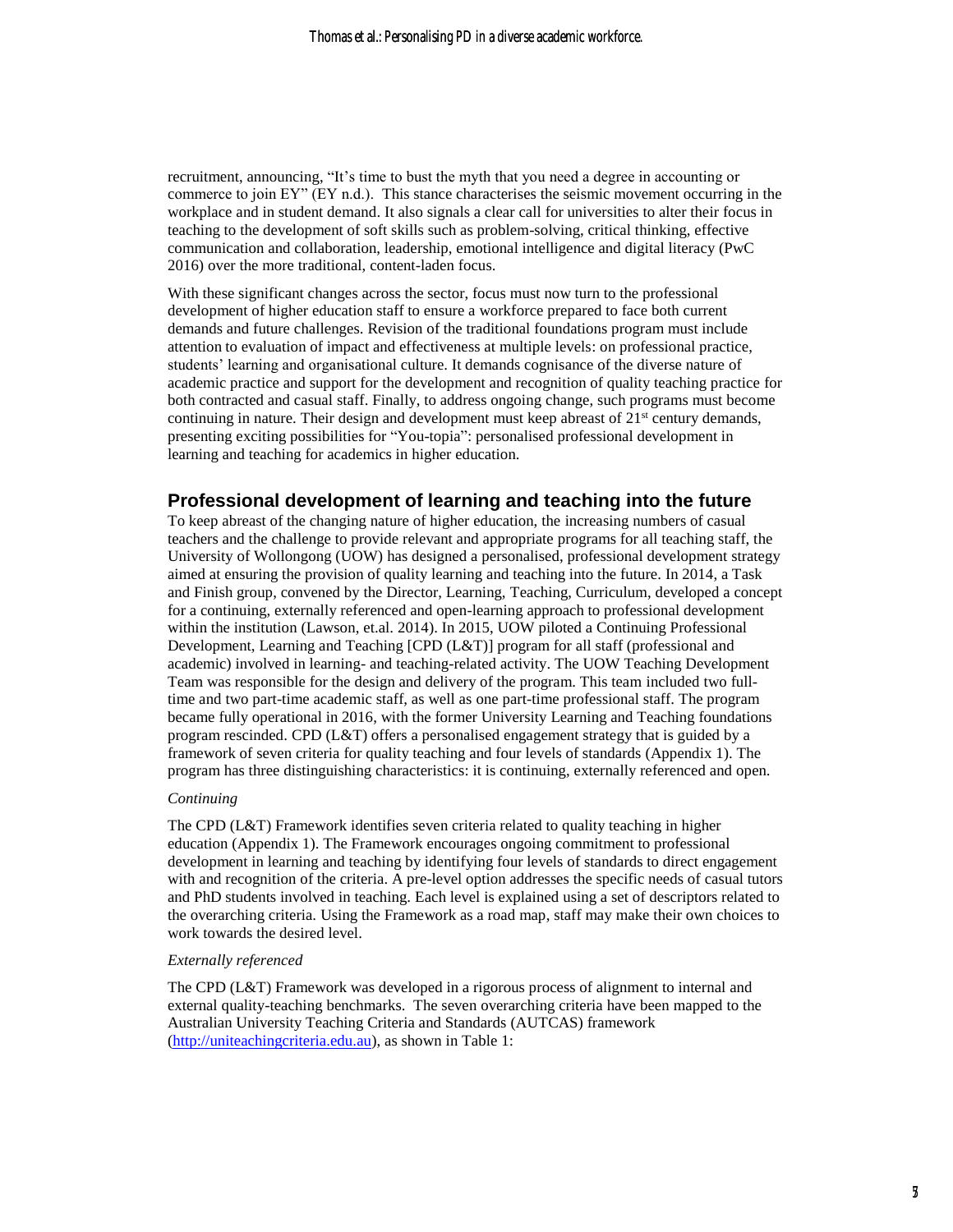recruitment, announcing, "It's time to bust the myth that you need a degree in accounting or commerce to join EY" (EY n.d.). This stance characterises the seismic movement occurring in the workplace and in student demand. It also signals a clear call for universities to alter their focus in teaching to the development of soft skills such as problem-solving, critical thinking, effective communication and collaboration, leadership, emotional intelligence and digital literacy (PwC 2016) over the more traditional, content-laden focus.

With these significant changes across the sector, focus must now turn to the professional development of higher education staff to ensure a workforce prepared to face both current demands and future challenges. Revision of the traditional foundations program must include attention to evaluation of impact and effectiveness at multiple levels: on professional practice, students' learning and organisational culture. It demands cognisance of the diverse nature of academic practice and support for the development and recognition of quality teaching practice for both contracted and casual staff. Finally, to address ongoing change, such programs must become continuing in nature. Their design and development must keep abreast of 21st century demands, presenting exciting possibilities for "You-topia": personalised professional development in learning and teaching for academics in higher education.

## Professional development of learning and teaching into the future

To keep abreast of the changing nature of higher education, the increasing numbers of casual teachers and the challenge to provide relevant and appropriate programs for all teaching staff, the University of Wollongong (UOW) has designed a personalised, professional development strategy aimed at ensuring the provision of quality learning and teaching into the future. In 2014, a Task and Finish group, convened by the Director, Learning, Teaching, Curriculum, developed a concept for a continuing, externally referenced and open-learning approach to professional development within the institution (Lawson, et.al. 2014). In 2015, UOW piloted a Continuing Professional Development, Learning and Teaching [CPD (L&T)] program for all staff (professional and academic) involved in learning- and teaching-related activity. The UOW Teaching Development Team was responsible for the design and delivery of the program. This team included two full-time and two part-time academic staff, as well as one part-time professional staff. The program became fully operational in 2016, with the former University Learning and Teaching foundations program rescinded. CPD (L&T) offers a personalised engagement strategy that is guided by a framework of seven criteria for quality teaching and four levels of standards (Appendix 1). The program has three distinguishing characteristics: it is continuing, externally referenced and open.

*Continuing*

The CPD (L&T) Framework identifies seven criteria related to quality teaching in higher education (Appendix 1). The Framework encourages ongoing commitment to professional development in learning and teaching by identifying four levels of standards to direct engagement with and recognition of the criteria. A pre-level option addresses the specific needs of casual tutors and PhD students involved in teaching. Each level is explained using a set of descriptors related to the overarching criteria. Using the Framework as a road map, staff may make their own choices to work towards the desired level.

*Externally referenced*

The CPD (L&T) Framework was developed in a rigorous process of alignment to internal and external quality-teaching benchmarks. The seven overarching criteria have been mapped to the Australian University Teaching Criteria and Standards (AUTCAS) framework (http://uniteachingcriteria.edu.au), as shown in Table 1: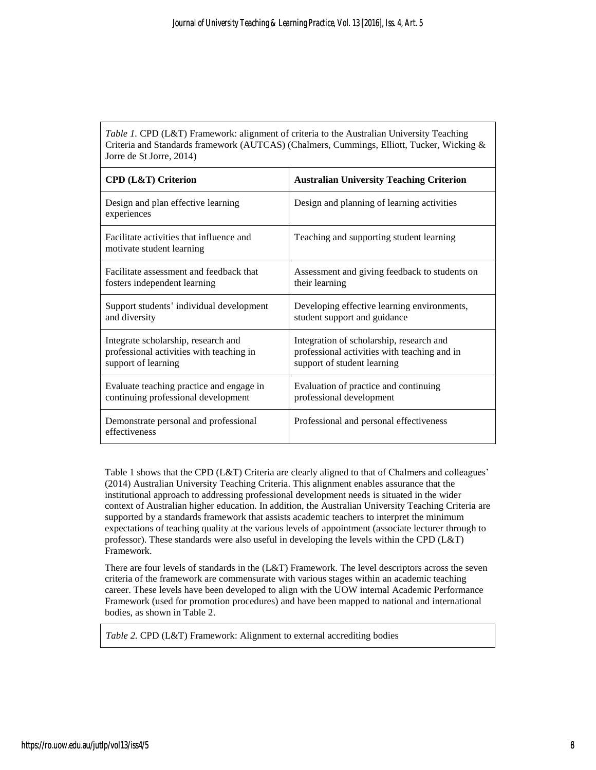*Table 1.* CPD (L&T) Framework: alignment of criteria to the Australian University Teaching Criteria and Standards framework (AUTCAS) (Chalmers, Cummings, Elliott, Tucker, Wicking & Jorre de St Jorre, 2014)

| CPD (L&T) Criterion | Australian University Teaching Criterion |
|---|---|
| Design and plan effective learning experiences | Design and planning of learning activities |
| Facilitate activities that influence and motivate student learning | Teaching and supporting student learning |
| Facilitate assessment and feedback that fosters independent learning | Assessment and giving feedback to students on their learning |
| Support students' individual development and diversity | Developing effective learning environments, student support and guidance |
| Integrate scholarship, research and professional activities with teaching in support of learning | Integration of scholarship, research and professional activities with teaching and in support of student learning |
| Evaluate teaching practice and engage in continuing professional development | Evaluation of practice and continuing professional development |
| Demonstrate personal and professional effectiveness | Professional and personal effectiveness |

Table 1 shows that the CPD (L&T) Criteria are clearly aligned to that of Chalmers and colleagues' (2014) Australian University Teaching Criteria. This alignment enables assurance that the institutional approach to addressing professional development needs is situated in the wider context of Australian higher education. In addition, the Australian University Teaching Criteria are supported by a standards framework that assists academic teachers to interpret the minimum expectations of teaching quality at the various levels of appointment (associate lecturer through to professor). These standards were also useful in developing the levels within the CPD (L&T) Framework.

There are four levels of standards in the (L&T) Framework. The level descriptors across the seven criteria of the framework are commensurate with various stages within an academic teaching career. These levels have been developed to align with the UOW internal Academic Performance Framework (used for promotion procedures) and have been mapped to national and international bodies, as shown in Table 2.

*Table 2.* CPD (L&T) Framework: Alignment to external accrediting bodies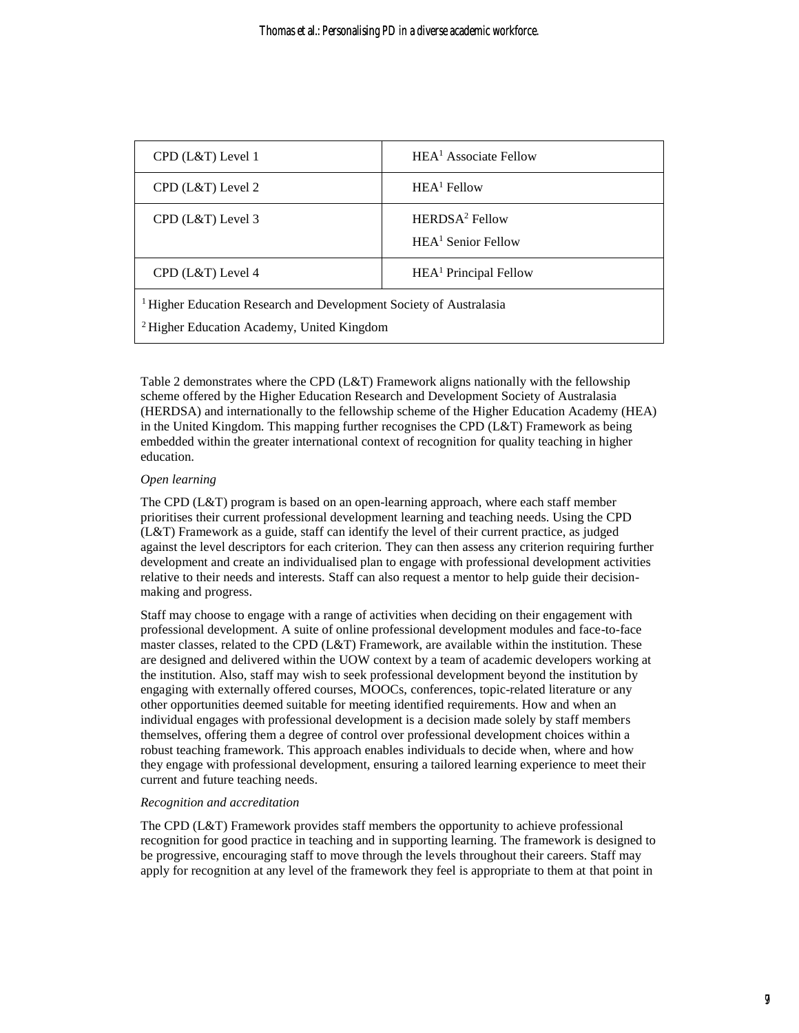| CPD (L&T) Level 1 | HEA[1] Associate Fellow |
|---|---|
| CPD (L&T) Level 2 | HEA[1] Fellow |
| CPD (L&T) Level 3 | HERDSA[2] Fellow<br>HEA[1] Senior Fellow |
| CPD (L&T) Level 4 | HEA[1] Principal Fellow |

[1] Higher Education Research and Development Society of Australasia

[2] Higher Education Academy, United Kingdom

Table 2 demonstrates where the CPD (L&T) Framework aligns nationally with the fellowship scheme offered by the Higher Education Research and Development Society of Australasia (HERDSA) and internationally to the fellowship scheme of the Higher Education Academy (HEA) in the United Kingdom. This mapping further recognises the CPD (L&T) Framework as being embedded within the greater international context of recognition for quality teaching in higher education.

*Open learning*

The CPD (L&T) program is based on an open-learning approach, where each staff member prioritises their current professional development learning and teaching needs. Using the CPD (L&T) Framework as a guide, staff can identify the level of their current practice, as judged against the level descriptors for each criterion. They can then assess any criterion requiring further development and create an individualised plan to engage with professional development activities relative to their needs and interests. Staff can also request a mentor to help guide their decision-making and progress.

Staff may choose to engage with a range of activities when deciding on their engagement with professional development. A suite of online professional development modules and face-to-face master classes, related to the CPD (L&T) Framework, are available within the institution. These are designed and delivered within the UOW context by a team of academic developers working at the institution. Also, staff may wish to seek professional development beyond the institution by engaging with externally offered courses, MOOCs, conferences, topic-related literature or any other opportunities deemed suitable for meeting identified requirements. How and when an individual engages with professional development is a decision made solely by staff members themselves, offering them a degree of control over professional development choices within a robust teaching framework. This approach enables individuals to decide when, where and how they engage with professional development, ensuring a tailored learning experience to meet their current and future teaching needs.

*Recognition and accreditation*

The CPD (L&T) Framework provides staff members the opportunity to achieve professional recognition for good practice in teaching and in supporting learning. The framework is designed to be progressive, encouraging staff to move through the levels throughout their careers. Staff may apply for recognition at any level of the framework they feel is appropriate to them at that point in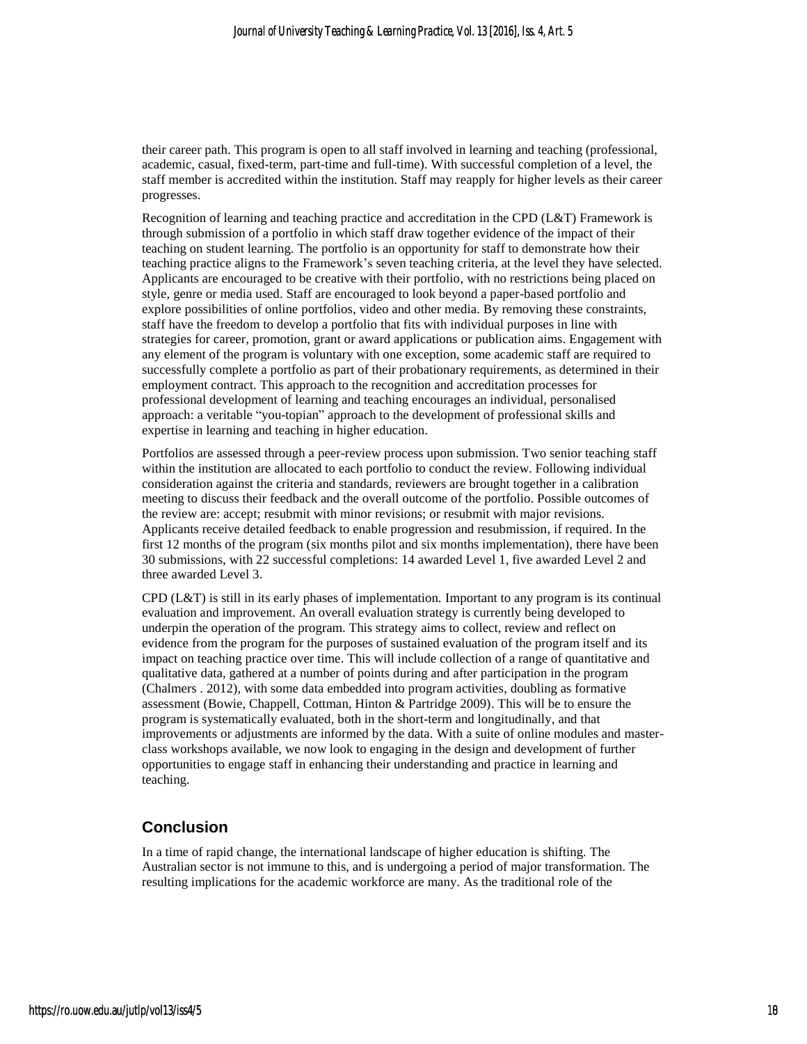their career path. This program is open to all staff involved in learning and teaching (professional, academic, casual, fixed-term, part-time and full-time). With successful completion of a level, the staff member is accredited within the institution. Staff may reapply for higher levels as their career progresses.

Recognition of learning and teaching practice and accreditation in the CPD (L&T) Framework is through submission of a portfolio in which staff draw together evidence of the impact of their teaching on student learning. The portfolio is an opportunity for staff to demonstrate how their teaching practice aligns to the Framework's seven teaching criteria, at the level they have selected. Applicants are encouraged to be creative with their portfolio, with no restrictions being placed on style, genre or media used. Staff are encouraged to look beyond a paper-based portfolio and explore possibilities of online portfolios, video and other media. By removing these constraints, staff have the freedom to develop a portfolio that fits with individual purposes in line with strategies for career, promotion, grant or award applications or publication aims. Engagement with any element of the program is voluntary with one exception, some academic staff are required to successfully complete a portfolio as part of their probationary requirements, as determined in their employment contract. This approach to the recognition and accreditation processes for professional development of learning and teaching encourages an individual, personalised approach: a veritable "you-topian" approach to the development of professional skills and expertise in learning and teaching in higher education.

Portfolios are assessed through a peer-review process upon submission. Two senior teaching staff within the institution are allocated to each portfolio to conduct the review. Following individual consideration against the criteria and standards, reviewers are brought together in a calibration meeting to discuss their feedback and the overall outcome of the portfolio. Possible outcomes of the review are: accept; resubmit with minor revisions; or resubmit with major revisions. Applicants receive detailed feedback to enable progression and resubmission, if required. In the first 12 months of the program (six months pilot and six months implementation), there have been 30 submissions, with 22 successful completions: 14 awarded Level 1, five awarded Level 2 and three awarded Level 3.

CPD (L&T) is still in its early phases of implementation. Important to any program is its continual evaluation and improvement. An overall evaluation strategy is currently being developed to underpin the operation of the program. This strategy aims to collect, review and reflect on evidence from the program for the purposes of sustained evaluation of the program itself and its impact on teaching practice over time. This will include collection of a range of quantitative and qualitative data, gathered at a number of points during and after participation in the program (Chalmers . 2012), with some data embedded into program activities, doubling as formative assessment (Bowie, Chappell, Cottman, Hinton & Partridge 2009). This will be to ensure the program is systematically evaluated, both in the short-term and longitudinally, and that improvements or adjustments are informed by the data. With a suite of online modules and master-class workshops available, we now look to engaging in the design and development of further opportunities to engage staff in enhancing their understanding and practice in learning and teaching.

## Conclusion

In a time of rapid change, the international landscape of higher education is shifting. The Australian sector is not immune to this, and is undergoing a period of major transformation. The resulting implications for the academic workforce are many. As the traditional role of the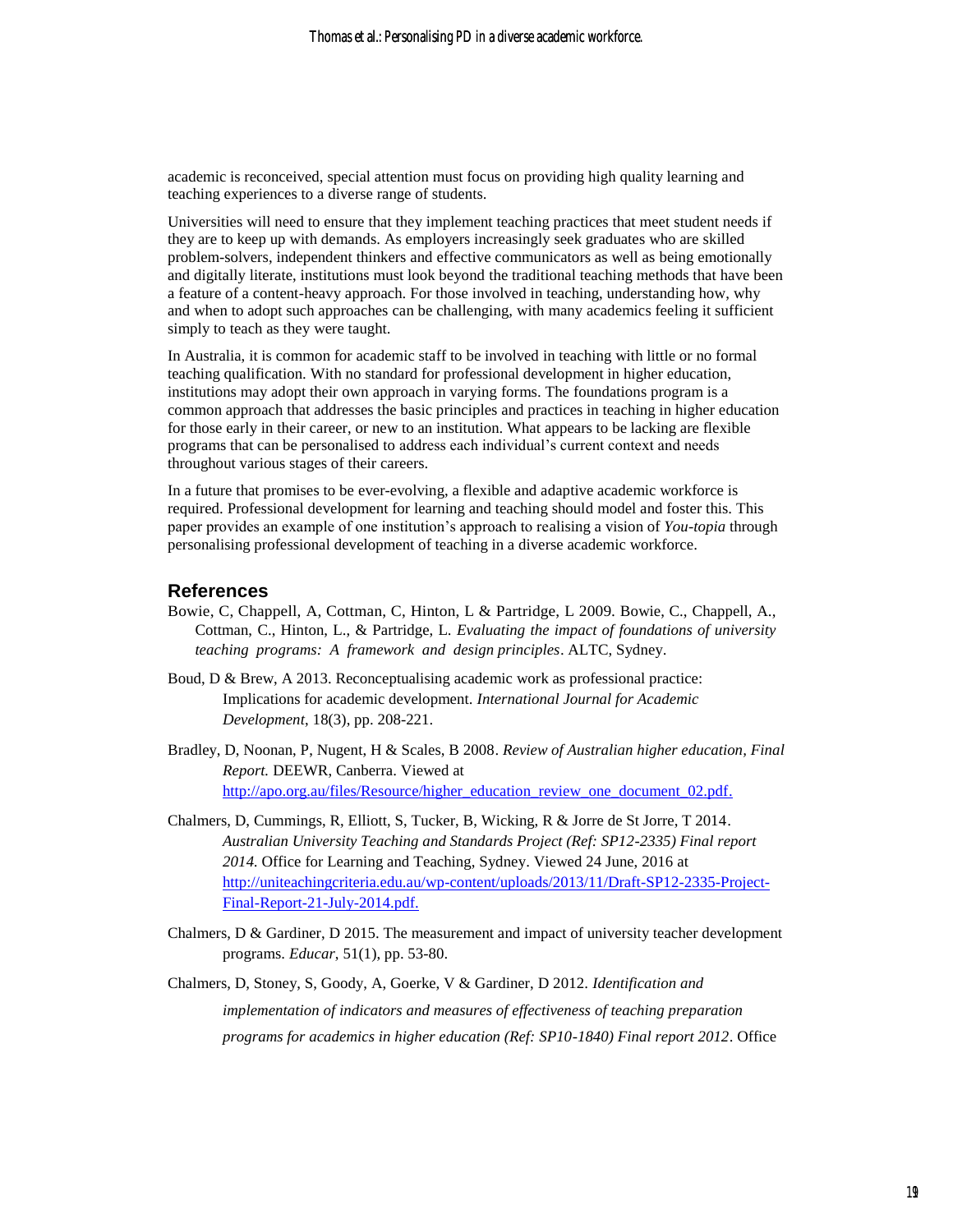academic is reconceived, special attention must focus on providing high quality learning and teaching experiences to a diverse range of students.

Universities will need to ensure that they implement teaching practices that meet student needs if they are to keep up with demands. As employers increasingly seek graduates who are skilled problem-solvers, independent thinkers and effective communicators as well as being emotionally and digitally literate, institutions must look beyond the traditional teaching methods that have been a feature of a content-heavy approach. For those involved in teaching, understanding how, why and when to adopt such approaches can be challenging, with many academics feeling it sufficient simply to teach as they were taught.

In Australia, it is common for academic staff to be involved in teaching with little or no formal teaching qualification. With no standard for professional development in higher education, institutions may adopt their own approach in varying forms. The foundations program is a common approach that addresses the basic principles and practices in teaching in higher education for those early in their career, or new to an institution. What appears to be lacking are flexible programs that can be personalised to address each individual's current context and needs throughout various stages of their careers.

In a future that promises to be ever-evolving, a flexible and adaptive academic workforce is required. Professional development for learning and teaching should model and foster this. This paper provides an example of one institution's approach to realising a vision of *You-topia* through personalising professional development of teaching in a diverse academic workforce.

## References

Bowie, C, Chappell, A, Cottman, C, Hinton, L & Partridge, L 2009. Bowie, C., Chappell, A., Cottman, C., Hinton, L., & Partridge, L. *Evaluating the impact of foundations of university teaching programs: A framework and design principles*. ALTC, Sydney.

Boud, D & Brew, A 2013. Reconceptualising academic work as professional practice: Implications for academic development. *International Journal for Academic Development*, 18(3), pp. 208-221.

Bradley, D, Noonan, P, Nugent, H & Scales, B 2008. *Review of Australian higher education, Final Report.* DEEWR, Canberra. Viewed at http://apo.org.au/files/Resource/higher_education_review_one_document_02.pdf.

Chalmers, D, Cummings, R, Elliott, S, Tucker, B, Wicking, R & Jorre de St Jorre, T 2014. *Australian University Teaching and Standards Project (Ref: SP12-2335) Final report 2014.* Office for Learning and Teaching, Sydney. Viewed 24 June, 2016 at http://uniteachingcriteria.edu.au/wp-content/uploads/2013/11/Draft-SP12-2335-Project-Final-Report-21-July-2014.pdf.

Chalmers, D & Gardiner, D 2015. The measurement and impact of university teacher development programs. *Educar*, 51(1), pp. 53-80.

Chalmers, D, Stoney, S, Goody, A, Goerke, V & Gardiner, D 2012. *Identification and implementation of indicators and measures of effectiveness of teaching preparation programs for academics in higher education (Ref: SP10-1840) Final report 2012*. Office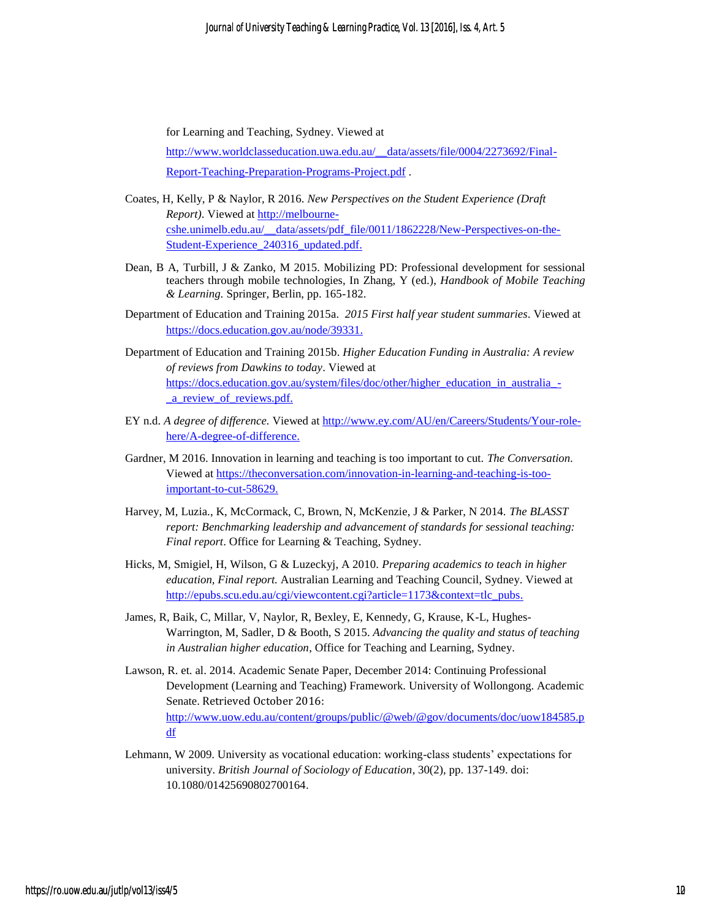for Learning and Teaching, Sydney. Viewed at http://www.worldclasseducation.uwa.edu.au/__data/assets/file/0004/2273692/Final-Report-Teaching-Preparation-Programs-Project.pdf .

Coates, H, Kelly, P & Naylor, R 2016. *New Perspectives on the Student Experience (Draft Report)*. Viewed at http://melbourne-cshe.unimelb.edu.au/__data/assets/pdf_file/0011/1862228/New-Perspectives-on-the-Student-Experience_240316_updated.pdf.

Dean, B A, Turbill, J & Zanko, M 2015. Mobilizing PD: Professional development for sessional teachers through mobile technologies, In Zhang, Y (ed.), *Handbook of Mobile Teaching & Learning*. Springer, Berlin, pp. 165-182.

Department of Education and Training 2015a. *2015 First half year student summaries*. Viewed at https://docs.education.gov.au/node/39331.

Department of Education and Training 2015b. *Higher Education Funding in Australia: A review of reviews from Dawkins to today*. Viewed at https://docs.education.gov.au/system/files/doc/other/higher_education_in_australia_-_a_review_of_reviews.pdf.

EY n.d. *A degree of difference.* Viewed at http://www.ey.com/AU/en/Careers/Students/Your-role-here/A-degree-of-difference.

Gardner, M 2016. Innovation in learning and teaching is too important to cut. *The Conversation*. Viewed at https://theconversation.com/innovation-in-learning-and-teaching-is-too-important-to-cut-58629.

Harvey, M, Luzia., K, McCormack, C, Brown, N, McKenzie, J & Parker, N 2014. *The BLASST report: Benchmarking leadership and advancement of standards for sessional teaching: Final report*. Office for Learning & Teaching, Sydney.

Hicks, M, Smigiel, H, Wilson, G & Luzeckyj, A 2010. *Preparing academics to teach in higher education, Final report.* Australian Learning and Teaching Council, Sydney. Viewed at http://epubs.scu.edu.au/cgi/viewcontent.cgi?article=1173&context=tlc_pubs.

James, R, Baik, C, Millar, V, Naylor, R, Bexley, E, Kennedy, G, Krause, K-L, Hughes-Warrington, M, Sadler, D & Booth, S 2015. *Advancing the quality and status of teaching in Australian higher education*, Office for Teaching and Learning, Sydney.

Lawson, R. et. al. 2014. Academic Senate Paper, December 2014: Continuing Professional Development (Learning and Teaching) Framework. University of Wollongong. Academic Senate. Retrieved October 2016: http://www.uow.edu.au/content/groups/public/@web/@gov/documents/doc/uow184585.pdf

Lehmann, W 2009. University as vocational education: working-class students' expectations for university. *British Journal of Sociology of Education*, 30(2), pp. 137-149. doi: 10.1080/01425690802700164.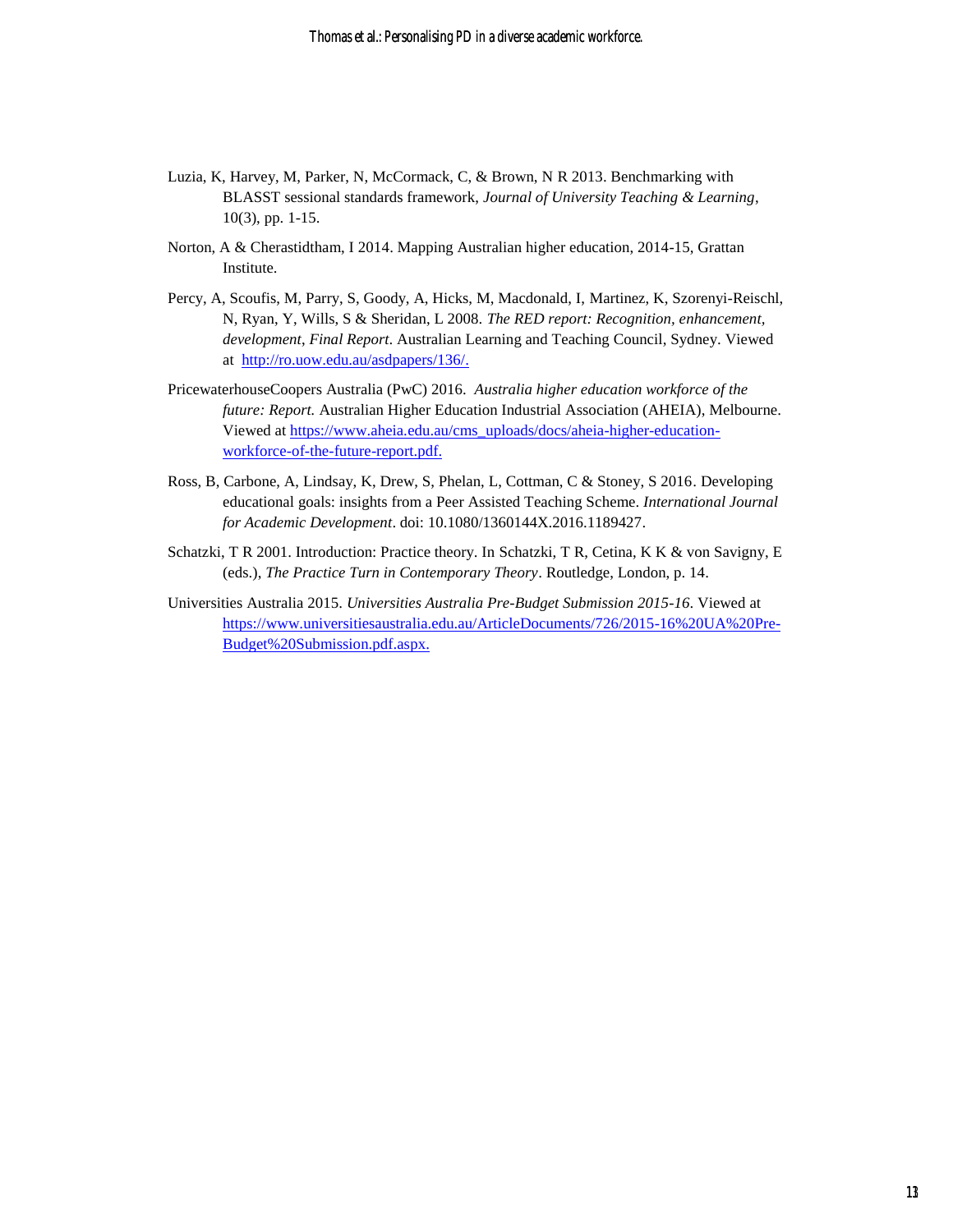Luzia, K, Harvey, M, Parker, N, McCormack, C, & Brown, N R 2013. Benchmarking with BLASST sessional standards framework, *Journal of University Teaching & Learning*, 10(3), pp. 1-15.

Norton, A & Cherastidtham, I 2014. Mapping Australian higher education, 2014-15, Grattan Institute.

Percy, A, Scoufis, M, Parry, S, Goody, A, Hicks, M, Macdonald, I, Martinez, K, Szorenyi-Reischl, N, Ryan, Y, Wills, S & Sheridan, L 2008. *The RED report: Recognition, enhancement, development, Final Report*. Australian Learning and Teaching Council, Sydney. Viewed at http://ro.uow.edu.au/asdpapers/136/.

PricewaterhouseCoopers Australia (PwC) 2016. *Australia higher education workforce of the future: Report.* Australian Higher Education Industrial Association (AHEIA), Melbourne. Viewed at https://www.aheia.edu.au/cms_uploads/docs/aheia-higher-education-workforce-of-the-future-report.pdf.

Ross, B, Carbone, A, Lindsay, K, Drew, S, Phelan, L, Cottman, C & Stoney, S 2016. Developing educational goals: insights from a Peer Assisted Teaching Scheme. *International Journal for Academic Development*. doi: 10.1080/1360144X.2016.1189427.

Schatzki, T R 2001. Introduction: Practice theory. In Schatzki, T R, Cetina, K K & von Savigny, E (eds.), *The Practice Turn in Contemporary Theory*. Routledge, London, p. 14.

Universities Australia 2015. *Universities Australia Pre-Budget Submission 2015-16*. Viewed at https://www.universitiesaustralia.edu.au/ArticleDocuments/726/2015-16%20UA%20Pre-Budget%20Submission.pdf.aspx.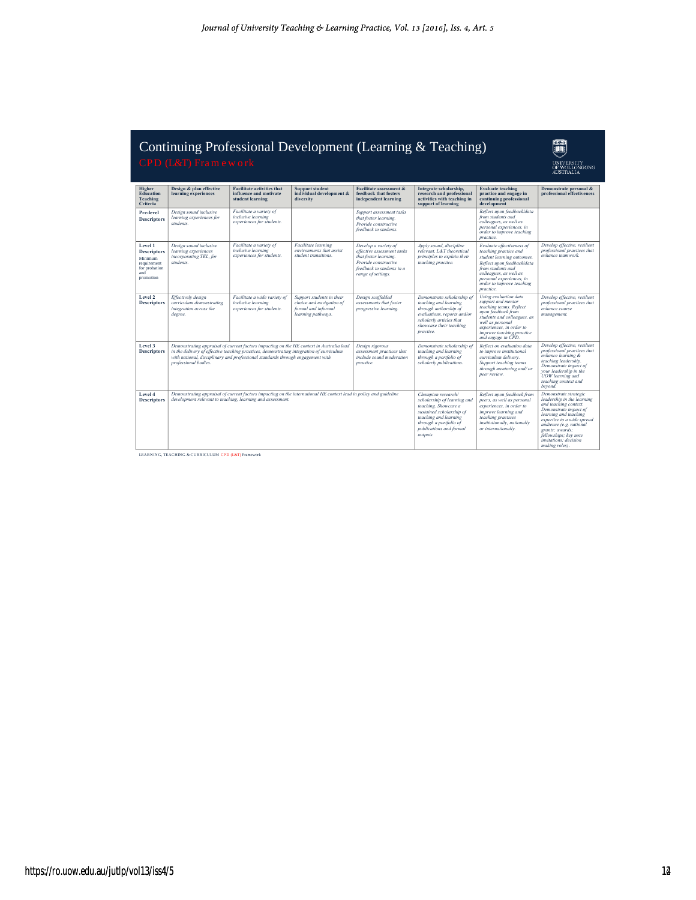# Continuing Professional Development (Learning & Teaching)

## CPD (L&T) Framework

UNIVERSITY OF WOLLONGONG AUSTRALIA

| Higher Education Teaching Criteria | Design & plan effective learning experiences | Facilitate activities that influence and motivate student learning | Support student individual development & diversity | Facilitate assessment & feedback that fosters independent learning | Integrate scholarship, research and professional activities with teaching in support of learning | Evaluate teaching practice and engage in continuing professional development | Demonstrate personal & professional effectiveness |
|---|---|---|---|---|---|---|---|
| **Pre-level Descriptors** | *Design sound inclusive learning experiences for students.* | *Facilitate a variety of inclusive learning experiences for students.* | | *Support assessment tasks that foster learning. Provide constructive feedback to students.* | | *Reflect upon feedback/data from students and colleagues, as well as personal experiences, in order to improve teaching practice.* | |
| **Level 1 Descriptors** Minimum requirement for probation and promotion | *Design sound inclusive learning experiences incorporating TEL, for students.* | *Facilitate a variety of inclusive learning experiences for students.* | *Facilitate learning environments that assist student transitions.* | *Develop a variety of effective assessment tasks that foster learning. Provide constructive feedback to students in a range of settings.* | *Apply sound, discipline relevant, L&T theoretical principles to explain their teaching practice.* | *Evaluate effectiveness of teaching practice and student learning outcomes. Reflect upon feedback/data from students and colleagues, as well as personal experiences, in order to improve teaching practice.* | *Develop effective, resilient professional practices that enhance teamwork.* |
| **Level 2 Descriptors** | *Effectively design curriculum demonstrating integration across the degree.* | *Facilitate a wide variety of inclusive learning experiences for students.* | *Support students in their choice and navigation of formal and informal learning pathways.* | *Design scaffolded assessments that foster progressive learning.* | *Demonstrate scholarship of teaching and learning through authorship of evaluations, reports and/or scholarly articles that showcase their teaching practice.* | *Using evaluation data support and mentor teaching teams. Reflect upon feedback from students and colleagues, as well as personal experiences, in order to improve teaching practice and engage in CPD.* | *Develop effective, resilient professional practices that enhance course management.* |
| **Level 3 Descriptors** | *Demonstrating appraisal of current factors impacting on the HE context in Australia lead in the delivery of effective teaching practices, demonstrating integration of curriculum with national, disciplinary and professional standards through engagement with professional bodies.* | | | *Design rigorous assessment practices that include sound moderation practice.* | *Demonstrate scholarship of teaching and learning through a portfolio of scholarly publications.* | *Reflect on evaluation data to improve institutional curriculum delivery. Support teaching teams through mentoring and/ or peer review.* | *Develop effective, resilient professional practices that enhance learning & teaching leadership. Demonstrate impact of your leadership in the UOW learning and teaching context and beyond.* |
| **Level 4 Descriptors** | *Demonstrating appraisal of current factors impacting on the international HE context lead in policy and guideline development relevant to teaching, learning and assessment.* | | | | *Champion research/ scholarship of learning and teaching. Showcase a sustained scholarship of teaching and learning through a portfolio of publications and formal outputs.* | *Reflect upon feedback from peers, as well as personal experiences, in order to improve learning and teaching practices institutionally, nationally or internationally.* | *Demonstrate strategic leadership in the learning and teaching context. Demonstrate impact of learning and teaching expertise to a wide spread audience (e.g. national grants; awards; fellowships; key note invitations; decision making roles).* |

LEARNING, TEACHING & CURRICULUM CPD (L&T) Framework